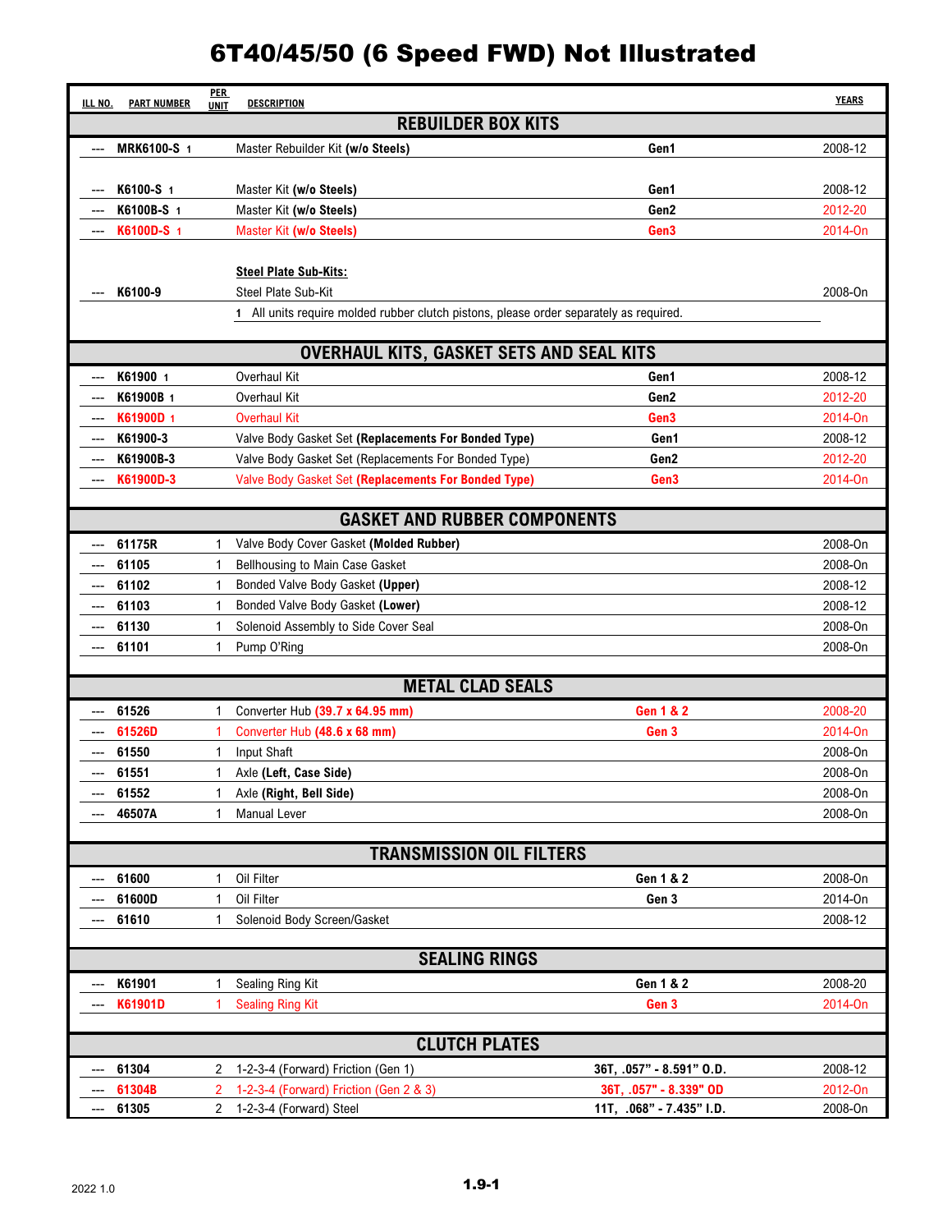# 6T40/45/50 (6 Speed FWD) Not Illustrated

| ILL NO. | PART NUMBER | PER UNIT | DESCRIPTION | | YEARS |
|---|---|---|---|---|---|
| | | | **REBUILDER BOX KITS** | | |
| --- | **MRK6100-S** 1 | | Master Rebuilder Kit **(w/o Steels)** | **Gen1** | 2008-12 |
| --- | **K6100-S** 1 | | Master Kit **(w/o Steels)** | **Gen1** | 2008-12 |
| --- | **K6100B-S** 1 | | Master Kit **(w/o Steels)** | **Gen2** | 2012-20 |
| --- | **K6100D-S** 1 | | Master Kit **(w/o Steels)** | **Gen3** | 2014-On |
| | | | **Steel Plate Sub-Kits:** | | |
| --- | **K6100-9** | | Steel Plate Sub-Kit | | 2008-On |
| | | | 1 All units require molded rubber clutch pistons, please order separately as required. | | |
| | | | **OVERHAUL KITS, GASKET SETS AND SEAL KITS** | | |
| --- | **K61900** 1 | | Overhaul Kit | **Gen1** | 2008-12 |
| --- | **K61900B** 1 | | Overhaul Kit | **Gen2** | 2012-20 |
| --- | **K61900D** 1 | | Overhaul Kit | **Gen3** | 2014-On |
| --- | **K61900-3** | | Valve Body Gasket Set **(Replacements For Bonded Type)** | **Gen1** | 2008-12 |
| --- | **K61900B-3** | | Valve Body Gasket Set (Replacements For Bonded Type) | **Gen2** | 2012-20 |
| --- | **K61900D-3** | | Valve Body Gasket Set **(Replacements For Bonded Type)** | **Gen3** | 2014-On |
| | | | **GASKET AND RUBBER COMPONENTS** | | |
| --- | **61175R** | 1 | Valve Body Cover Gasket **(Molded Rubber)** | | 2008-On |
| --- | **61105** | 1 | Bellhousing to Main Case Gasket | | 2008-On |
| --- | **61102** | 1 | Bonded Valve Body Gasket **(Upper)** | | 2008-12 |
| --- | **61103** | 1 | Bonded Valve Body Gasket **(Lower)** | | 2008-12 |
| --- | **61130** | 1 | Solenoid Assembly to Side Cover Seal | | 2008-On |
| --- | **61101** | 1 | Pump O'Ring | | 2008-On |
| | | | **METAL CLAD SEALS** | | |
| --- | **61526** | 1 | Converter Hub **(39.7 x 64.95 mm)** | **Gen 1 & 2** | 2008-20 |
| --- | **61526D** | 1 | Converter Hub **(48.6 x 68 mm)** | **Gen 3** | 2014-On |
| --- | **61550** | 1 | Input Shaft | | 2008-On |
| --- | **61551** | 1 | Axle **(Left, Case Side)** | | 2008-On |
| --- | **61552** | 1 | Axle **(Right, Bell Side)** | | 2008-On |
| --- | **46507A** | 1 | Manual Lever | | 2008-On |
| | | | **TRANSMISSION OIL FILTERS** | | |
| --- | **61600** | 1 | Oil Filter | **Gen 1 & 2** | 2008-On |
| --- | **61600D** | 1 | Oil Filter | **Gen 3** | 2014-On |
| --- | **61610** | 1 | Solenoid Body Screen/Gasket | | 2008-12 |
| | | | **SEALING RINGS** | | |
| --- | **K61901** | 1 | Sealing Ring Kit | **Gen 1 & 2** | 2008-20 |
| --- | **K61901D** | 1 | Sealing Ring Kit | **Gen 3** | 2014-On |
| | | | **CLUTCH PLATES** | | |
| --- | **61304** | 2 | 1-2-3-4 (Forward) Friction (Gen 1) | **36T, .057" - 8.591" O.D.** | 2008-12 |
| --- | **61304B** | 2 | 1-2-3-4 (Forward) Friction (Gen 2 & 3) | **36T, .057" - 8.339" OD** | 2012-On |
| --- | **61305** | 2 | 1-2-3-4 (Forward) Steel | **11T, .068" - 7.435" I.D.** | 2008-On |

2022 1.0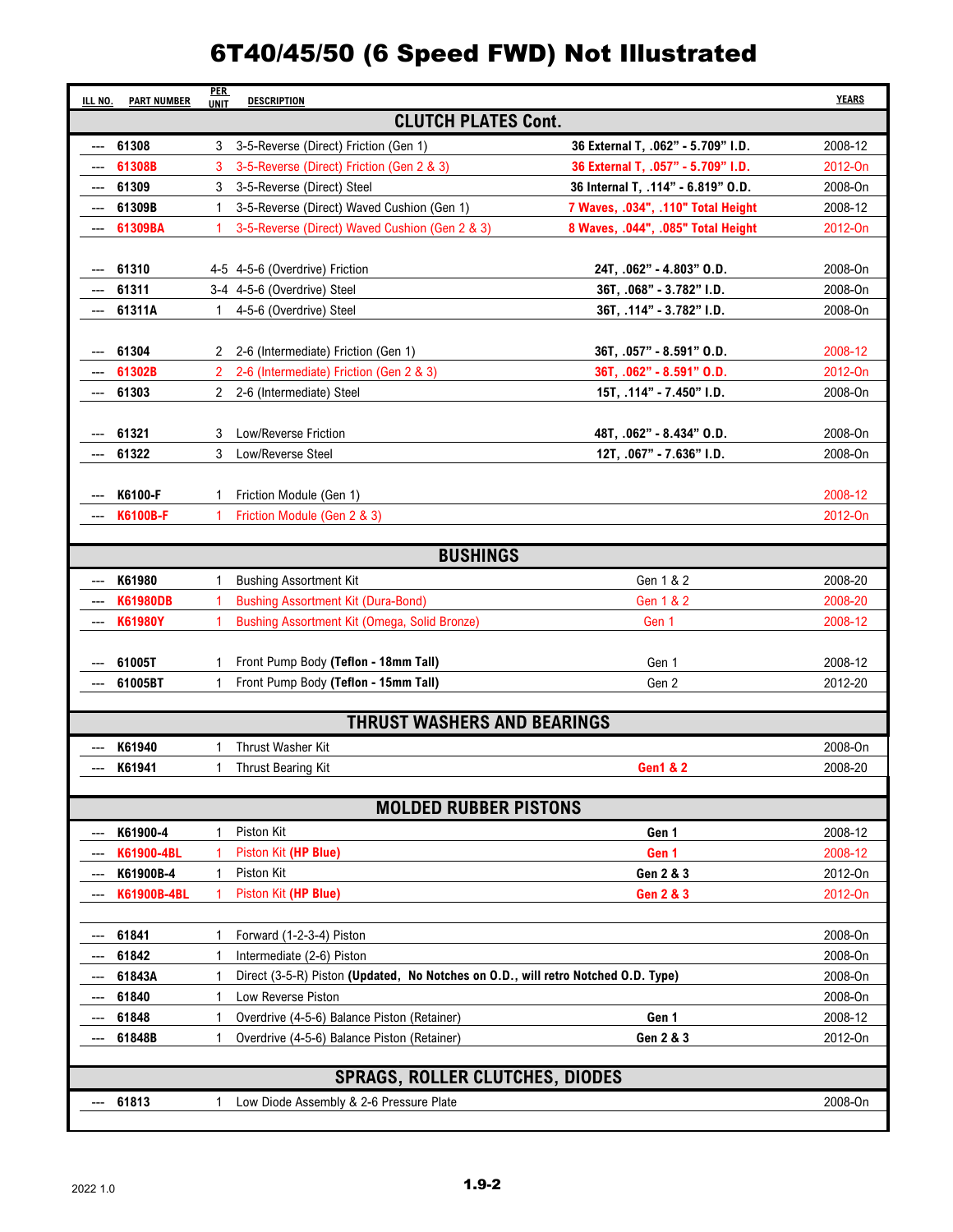# 6T40/45/50 (6 Speed FWD) Not Illustrated

| ILL NO. | PART NUMBER | PER UNIT | DESCRIPTION | | YEARS |
|---|---|---|---|---|---|
| | | | **CLUTCH PLATES Cont.** | | |
| --- | 61308 | 3 | 3-5-Reverse (Direct) Friction (Gen 1) | **36 External T, .062" - 5.709" I.D.** | 2008-12 |
| --- | 61308B | 3 | 3-5-Reverse (Direct) Friction (Gen 2 & 3) | **36 External T, .057" - 5.709" I.D.** | 2012-On |
| --- | 61309 | 3 | 3-5-Reverse (Direct) Steel | **36 Internal T, .114" - 6.819" O.D.** | 2008-On |
| --- | 61309B | 1 | 3-5-Reverse (Direct) Waved Cushion (Gen 1) | **7 Waves, .034", .110" Total Height** | 2008-12 |
| --- | 61309BA | 1 | 3-5-Reverse (Direct) Waved Cushion (Gen 2 & 3) | **8 Waves, .044", .085" Total Height** | 2012-On |
| | | | | | |
| --- | 61310 | 4-5 | 4-5-6 (Overdrive) Friction | **24T, .062" - 4.803" O.D.** | 2008-On |
| --- | 61311 | 3-4 | 4-5-6 (Overdrive) Steel | **36T, .068" - 3.782" I.D.** | 2008-On |
| --- | 61311A | 1 | 4-5-6 (Overdrive) Steel | **36T, .114" - 3.782" I.D.** | 2008-On |
| | | | | | |
| --- | 61304 | 2 | 2-6 (Intermediate) Friction (Gen 1) | **36T, .057" - 8.591" O.D.** | 2008-12 |
| --- | 61302B | 2 | 2-6 (Intermediate) Friction (Gen 2 & 3) | **36T, .062" - 8.591" O.D.** | 2012-On |
| --- | 61303 | 2 | 2-6 (Intermediate) Steel | **15T, .114" - 7.450" I.D.** | 2008-On |
| | | | | | |
| --- | 61321 | 3 | Low/Reverse Friction | **48T, .062" - 8.434" O.D.** | 2008-On |
| --- | 61322 | 3 | Low/Reverse Steel | **12T, .067" - 7.636" I.D.** | 2008-On |
| | | | | | |
| --- | K6100-F | 1 | Friction Module (Gen 1) | | 2008-12 |
| --- | K6100B-F | 1 | Friction Module (Gen 2 & 3) | | 2012-On |
| | | | **BUSHINGS** | | |
| --- | K61980 | 1 | Bushing Assortment Kit | Gen 1 & 2 | 2008-20 |
| --- | K61980DB | 1 | Bushing Assortment Kit (Dura-Bond) | Gen 1 & 2 | 2008-20 |
| --- | K61980Y | 1 | Bushing Assortment Kit (Omega, Solid Bronze) | Gen 1 | 2008-12 |
| | | | | | |
| --- | 61005T | 1 | Front Pump Body **(Teflon - 18mm Tall)** | Gen 1 | 2008-12 |
| --- | 61005BT | 1 | Front Pump Body **(Teflon - 15mm Tall)** | Gen 2 | 2012-20 |
| | | | **THRUST WASHERS AND BEARINGS** | | |
| --- | K61940 | 1 | Thrust Washer Kit | | 2008-On |
| --- | K61941 | 1 | Thrust Bearing Kit | **Gen1 & 2** | 2008-20 |
| | | | **MOLDED RUBBER PISTONS** | | |
| --- | K61900-4 | 1 | Piston Kit | **Gen 1** | 2008-12 |
| --- | K61900-4BL | 1 | Piston Kit **(HP Blue)** | **Gen 1** | 2008-12 |
| --- | K61900B-4 | 1 | Piston Kit | **Gen 2 & 3** | 2012-On |
| --- | K61900B-4BL | 1 | Piston Kit **(HP Blue)** | **Gen 2 & 3** | 2012-On |
| | | | | | |
| --- | 61841 | 1 | Forward (1-2-3-4) Piston | | 2008-On |
| --- | 61842 | 1 | Intermediate (2-6) Piston | | 2008-On |
| --- | 61843A | 1 | Direct (3-5-R) Piston **(Updated, No Notches on O.D., will retro Notched O.D. Type)** | | 2008-On |
| --- | 61840 | 1 | Low Reverse Piston | | 2008-On |
| --- | 61848 | 1 | Overdrive (4-5-6) Balance Piston (Retainer) | **Gen 1** | 2008-12 |
| --- | 61848B | 1 | Overdrive (4-5-6) Balance Piston (Retainer) | **Gen 2 & 3** | 2012-On |
| | | | **SPRAGS, ROLLER CLUTCHES, DIODES** | | |
| --- | 61813 | 1 | Low Diode Assembly & 2-6 Pressure Plate | | 2008-On |

2022 1.0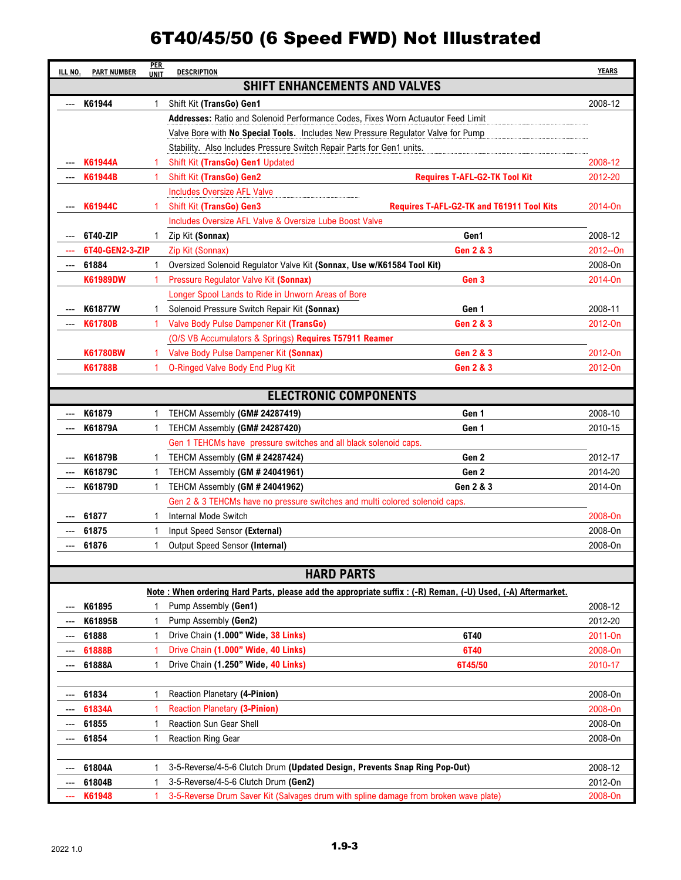# 6T40/45/50 (6 Speed FWD) Not Illustrated

| ILL NO. | PART NUMBER | PER UNIT | DESCRIPTION | | YEARS |
|---|---|---|---|---|---|
| | | | **SHIFT ENHANCEMENTS AND VALVES** | | |
| --- | **K61944** | 1 | Shift Kit **(TransGo) Gen1** | | 2008-12 |
| | | | **Addresses:** Ratio and Solenoid Performance Codes, Fixes Worn Actuautor Feed Limit Valve Bore with **No Special Tools.** Includes New Pressure Regulator Valve for Pump Stability. Also Includes Pressure Switch Repair Parts for Gen1 units. | | |
| --- | **K61944A** | 1 | Shift Kit **(TransGo) Gen1** Updated | | 2008-12 |
| --- | **K61944B** | 1 | Shift Kit **(TransGo) Gen2** | **Requires T-AFL-G2-TK Tool Kit** | 2012-20 |
| | | | Includes Oversize AFL Valve | | |
| --- | **K61944C** | 1 | Shift Kit **(TransGo) Gen3** | **Requires T-AFL-G2-TK and T61911 Tool Kits** | 2014-On |
| | | | Includes Oversize AFL Valve & Oversize Lube Boost Valve | | |
| --- | **6T40-ZIP** | 1 | Zip Kit **(Sonnax)** | **Gen1** | 2008-12 |
| --- | **6T40-GEN2-3-ZIP** | | Zip Kit (Sonnax) | **Gen 2 & 3** | 2012--On |
| --- | **61884** | 1 | Oversized Solenoid Regulator Valve Kit **(Sonnax, Use w/K61584 Tool Kit)** | | 2008-On |
| | **K61989DW** | 1 | Pressure Regulator Valve Kit **(Sonnax)** | **Gen 3** | 2014-On |
| | | | Longer Spool Lands to Ride in Unworn Areas of Bore | | |
| --- | **K61877W** | 1 | Solenoid Pressure Switch Repair Kit **(Sonnax)** | **Gen 1** | 2008-11 |
| --- | **K61780B** | 1 | Valve Body Pulse Dampener Kit **(TransGo)** | **Gen 2 & 3** | 2012-On |
| | | | (O/S VB Accumulators & Springs) **Requires T57911 Reamer** | | |
| | **K61780BW** | 1 | Valve Body Pulse Dampener Kit **(Sonnax)** | **Gen 2 & 3** | 2012-On |
| | **K61788B** | 1 | O-Ringed Valve Body End Plug Kit | **Gen 2 & 3** | 2012-On |
| | | | **ELECTRONIC COMPONENTS** | | |
| --- | **K61879** | 1 | TEHCM Assembly **(GM# 24287419)** | **Gen 1** | 2008-10 |
| --- | **K61879A** | 1 | TEHCM Assembly **(GM# 24287420)** | **Gen 1** | 2010-15 |
| | | | Gen 1 TEHCMs have pressure switches and all black solenoid caps. | | |
| --- | **K61879B** | 1 | TEHCM Assembly **(GM # 24287424)** | **Gen 2** | 2012-17 |
| --- | **K61879C** | 1 | TEHCM Assembly **(GM # 24041961)** | **Gen 2** | 2014-20 |
| --- | **K61879D** | 1 | TEHCM Assembly **(GM # 24041962)** | **Gen 2 & 3** | 2014-On |
| | | | Gen 2 & 3 TEHCMs have no pressure switches and multi colored solenoid caps. | | |
| --- | **61877** | 1 | Internal Mode Switch | | 2008-On |
| --- | **61875** | 1 | Input Speed Sensor **(External)** | | 2008-On |
| --- | **61876** | 1 | Output Speed Sensor **(Internal)** | | 2008-On |
| | | | **HARD PARTS** | | |
| | | | **Note : When ordering Hard Parts, please add the appropriate suffix : (-R) Reman, (-U) Used, (-A) Aftermarket.** | | |
| --- | **K61895** | 1 | Pump Assembly **(Gen1)** | | 2008-12 |
| --- | **K61895B** | 1 | Pump Assembly **(Gen2)** | | 2012-20 |
| --- | **61888** | 1 | Drive Chain **(1.000" Wide, 38 Links)** | **6T40** | 2011-On |
| --- | **61888B** | 1 | Drive Chain **(1.000" Wide, 40 Links)** | **6T40** | 2008-On |
| --- | **61888A** | 1 | Drive Chain **(1.250" Wide, 40 Links)** | **6T45/50** | 2010-17 |
| --- | **61834** | 1 | Reaction Planetary **(4-Pinion)** | | 2008-On |
| --- | **61834A** | 1 | Reaction Planetary **(3-Pinion)** | | 2008-On |
| --- | **61855** | 1 | Reaction Sun Gear Shell | | 2008-On |
| --- | **61854** | 1 | Reaction Ring Gear | | 2008-On |
| --- | **61804A** | 1 | 3-5-Reverse/4-5-6 Clutch Drum **(Updated Design, Prevents Snap Ring Pop-Out)** | | 2008-12 |
| --- | **61804B** | 1 | 3-5-Reverse/4-5-6 Clutch Drum **(Gen2)** | | 2012-On |
| --- | **K61948** | 1 | 3-5-Reverse Drum Saver Kit (Salvages drum with spline damage from broken wave plate) | | 2008-On |

2022 1.0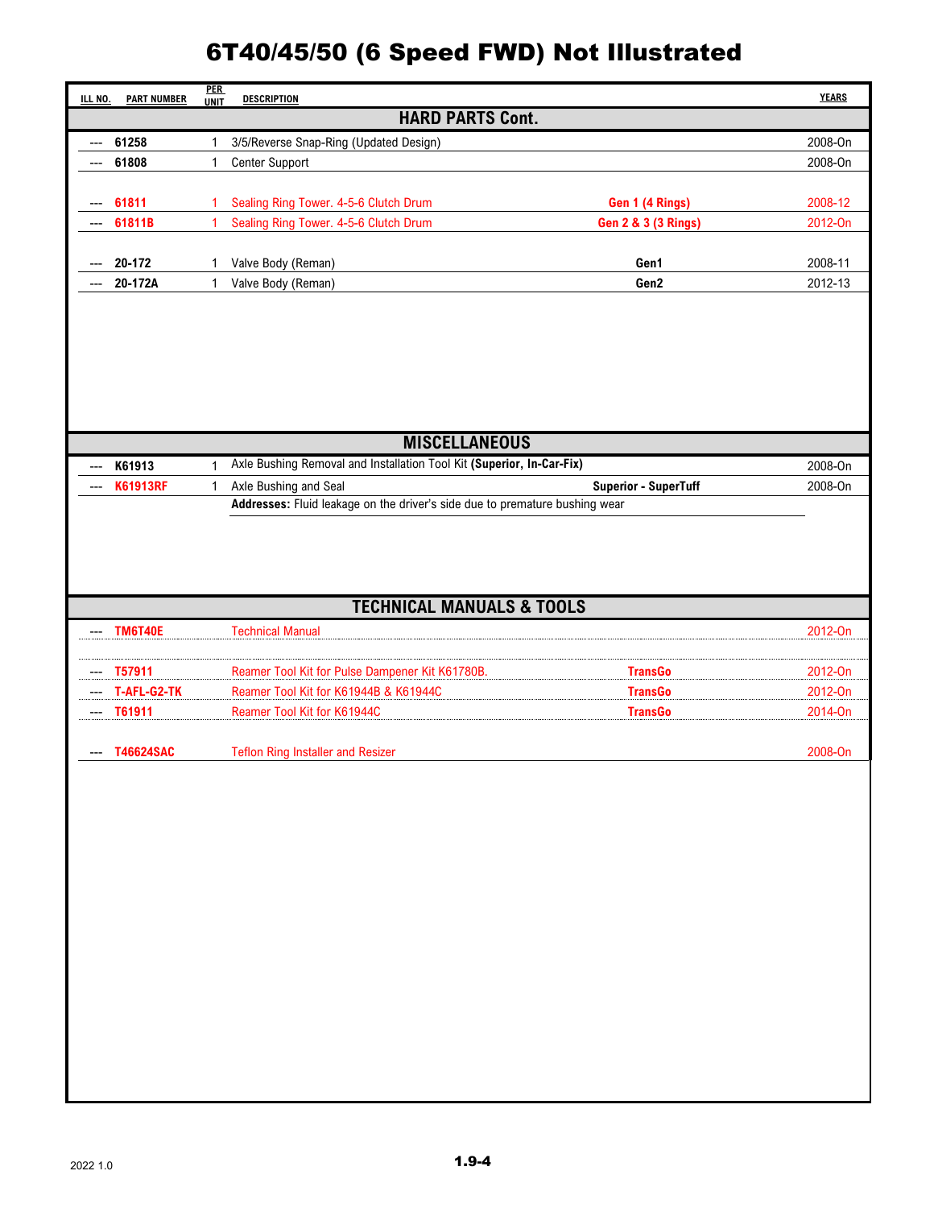# 6T40/45/50 (6 Speed FWD) Not Illustrated

| ILL NO. | PART NUMBER | PER UNIT | DESCRIPTION | | YEARS |
|---|---|---|---|---|---|
| | | | **HARD PARTS Cont.** | | |
| --- | **61258** | 1 | 3/5/Reverse Snap-Ring (Updated Design) | | 2008-On |
| --- | **61808** | 1 | Center Support | | 2008-On |
| --- | **61811** | 1 | Sealing Ring Tower. 4-5-6 Clutch Drum | **Gen 1 (4 Rings)** | 2008-12 |
| --- | **61811B** | 1 | Sealing Ring Tower. 4-5-6 Clutch Drum | **Gen 2 & 3 (3 Rings)** | 2012-On |
| --- | **20-172** | 1 | Valve Body (Reman) | **Gen1** | 2008-11 |
| --- | **20-172A** | 1 | Valve Body (Reman) | **Gen2** | 2012-13 |
| | | | **MISCELLANEOUS** | | |
| --- | **K61913** | 1 | Axle Bushing Removal and Installation Tool Kit **(Superior, In-Car-Fix)** | | 2008-On |
| --- | **K61913RF** | 1 | Axle Bushing and Seal | **Superior - SuperTuff** | 2008-On |
| | | | **Addresses:** Fluid leakage on the driver's side due to premature bushing wear | | |
| | | | **TECHNICAL MANUALS & TOOLS** | | |
| --- | **TM6T40E** | | Technical Manual | | 2012-On |
| --- | **T57911** | | Reamer Tool Kit for Pulse Dampener Kit K61780B. | **TransGo** | 2012-On |
| --- | **T-AFL-G2-TK** | | Reamer Tool Kit for K61944B & K61944C | **TransGo** | 2012-On |
| --- | **T61911** | | Reamer Tool Kit for K61944C | **TransGo** | 2014-On |
| --- | **T46624SAC** | | Teflon Ring Installer and Resizer | | 2008-On |

2022 1.0